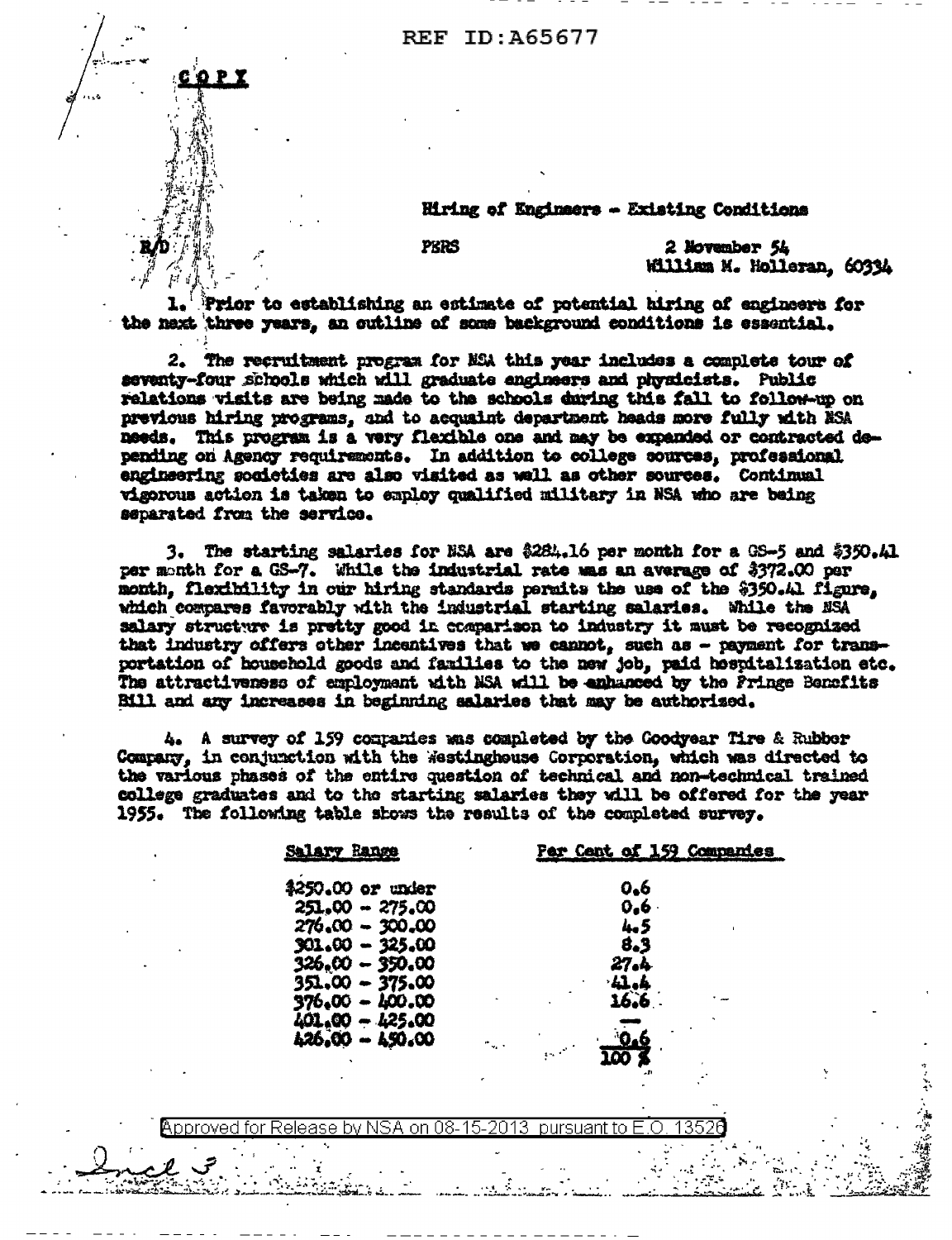COPY

R/D

Hiring of Engineers - Existing Conditions

PERS

2 November 54
William M. Holleran, 60334

1. Prior to establishing an estimate of potential hiring of engineers for the next three years, an outline of some background conditions is essential.

2. The recruitment program for NSA this year includes a complete tour of seventy-four schools which will graduate engineers and physicists. Public relations visits are being made to the schools during this fall to follow-up on previous hiring programs, and to acquaint department heads more fully with NSA needs. This program is a very flexible one and may be expanded or contracted depending on Agency requirements. In addition to college sources, professional engineering societies are also visited as well as other sources. Continual vigorous action is taken to employ qualified military in NSA who are being separated from the service.

3. The starting salaries for NSA are $284.16 per month for a GS-5 and $350.41 per month for a GS-7. While the industrial rate was an average of $372.00 per month, flexibility in our hiring standards permits the use of the $350.41 figure, which compares favorably with the industrial starting salaries. While the NSA salary structure is pretty good in comparison to industry it must be recognized that industry offers other incentives that we cannot, such as - payment for transportation of household goods and families to the new job, paid hospitalization etc. The attractiveness of employment with NSA will be enhanced by the Fringe Benefits Bill and any increases in beginning salaries that may be authorized.

4. A survey of 159 companies was completed by the Goodyear Tire & Rubber Company, in conjunction with the Westinghouse Corporation, which was directed to the various phases of the entire question of technical and non-technical trained college graduates and to the starting salaries they will be offered for the year 1955. The following table shows the results of the completed survey.

| Salary Range | Per Cent of 159 Companies |
| --- | --- |
| $250.00 or under | 0.6 |
| 251.00 - 275.00 | 0.6 |
| 276.00 - 300.00 | 4.5 |
| 301.00 - 325.00 | 8.3 |
| 326.00 - 350.00 | 27.4 |
| 351.00 - 375.00 | 41.4 |
| 376.00 - 400.00 | 16.6 |
| 401.00 - 425.00 | — |
| 426.00 - 450.00 | 0.6 |
| | 100 % |

Incl 3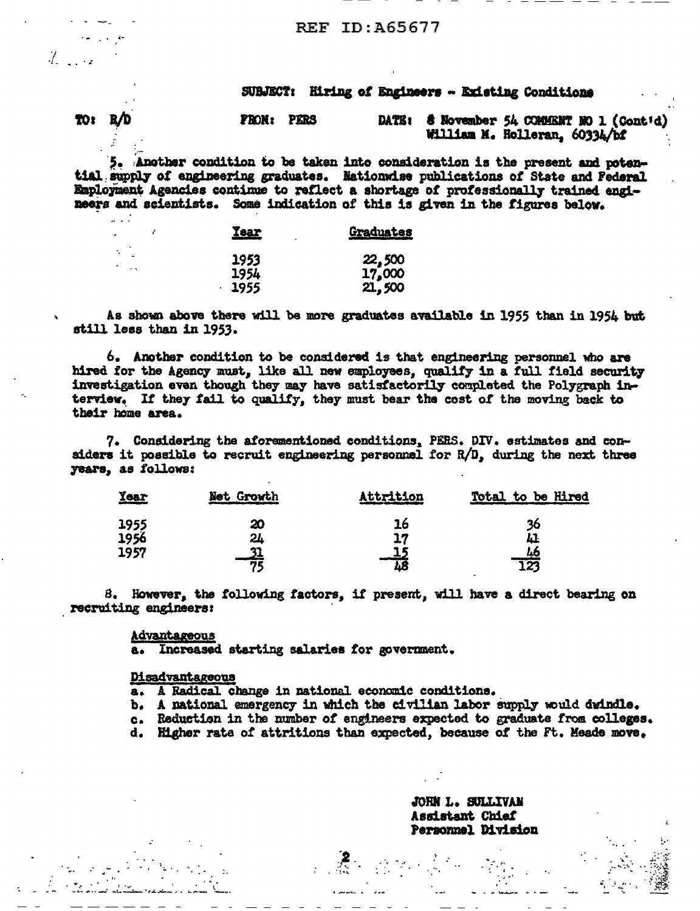REF ID:A65677

SUBJECT: Hiring of Engineers - Existing Conditions

TO: R/D FROM: PERS DATE: 8 November 54 COMMENT NO 1 (Cont'd)
William M. Holleran, 60334/bf

5. Another condition to be taken into consideration is the present and potential supply of engineering graduates. Nationwise publications of State and Federal Employment Agencies continue to reflect a shortage of professionally trained engineers and scientists. Some indication of this is given in the figures below.

| Year | Graduates |
|---|---|
| 1953 | 22,500 |
| 1954 | 17,000 |
| 1955 | 21,500 |

As shown above there will be more graduates available in 1955 than in 1954 but still less than in 1953.

6. Another condition to be considered is that engineering personnel who are hired for the Agency must, like all new employees, qualify in a full field security investigation even though they may have satisfactorily completed the Polygraph interview. If they fail to qualify, they must bear the cost of the moving back to their home area.

7. Considering the aforementioned conditions, PERS. DIV. estimates and considers it possible to recruit engineering personnel for R/D, during the next three years, as follows:

| Year | Net Growth | Attrition | Total to be Hired |
|---|---|---|---|
| 1955 | 20 | 16 | 36 |
| 1956 | 24 | 17 | 41 |
| 1957 | 31 | 15 | 46 |
| | 75 | 48 | 123 |

8. However, the following factors, if present, will have a direct bearing on recruiting engineers:

Advantageous
a. Increased starting salaries for government.

Disadvantageous
a. A Radical change in national economic conditions.
b. A national emergency in which the civilian labor supply would dwindle.
c. Reduction in the number of engineers expected to graduate from colleges.
d. Higher rate of attritions than expected, because of the Ft. Meade move.

JOHN L. SULLIVAN
Assistant Chief
Personnel Division